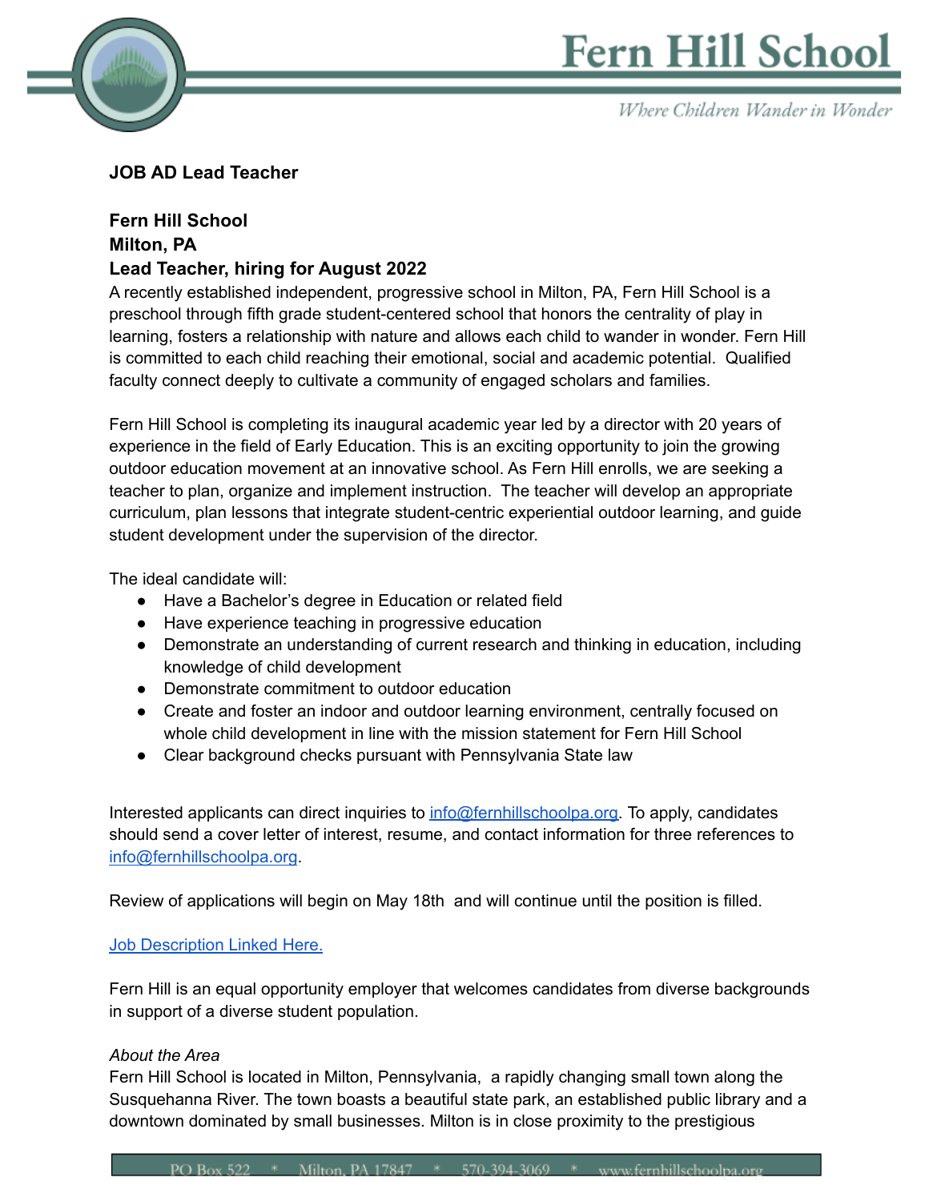**JOB AD Lead Teacher**

**Fern Hill School**
**Milton, PA**
**Lead Teacher, hiring for August 2022**

A recently established independent, progressive school in Milton, PA, Fern Hill School is a preschool through fifth grade student-centered school that honors the centrality of play in learning, fosters a relationship with nature and allows each child to wander in wonder. Fern Hill is committed to each child reaching their emotional, social and academic potential. Qualified faculty connect deeply to cultivate a community of engaged scholars and families.

Fern Hill School is completing its inaugural academic year led by a director with 20 years of experience in the field of Early Education. This is an exciting opportunity to join the growing outdoor education movement at an innovative school. As Fern Hill enrolls, we are seeking a teacher to plan, organize and implement instruction. The teacher will develop an appropriate curriculum, plan lessons that integrate student-centric experiential outdoor learning, and guide student development under the supervision of the director.

The ideal candidate will:

- Have a Bachelor's degree in Education or related field
- Have experience teaching in progressive education
- Demonstrate an understanding of current research and thinking in education, including knowledge of child development
- Demonstrate commitment to outdoor education
- Create and foster an indoor and outdoor learning environment, centrally focused on whole child development in line with the mission statement for Fern Hill School
- Clear background checks pursuant with Pennsylvania State law

Interested applicants can direct inquiries to info@fernhillschoolpa.org. To apply, candidates should send a cover letter of interest, resume, and contact information for three references to info@fernhillschoolpa.org.

Review of applications will begin on May 18th and will continue until the position is filled.

Job Description Linked Here.

Fern Hill is an equal opportunity employer that welcomes candidates from diverse backgrounds in support of a diverse student population.

*About the Area*

Fern Hill School is located in Milton, Pennsylvania, a rapidly changing small town along the Susquehanna River. The town boasts a beautiful state park, an established public library and a downtown dominated by small businesses. Milton is in close proximity to the prestigious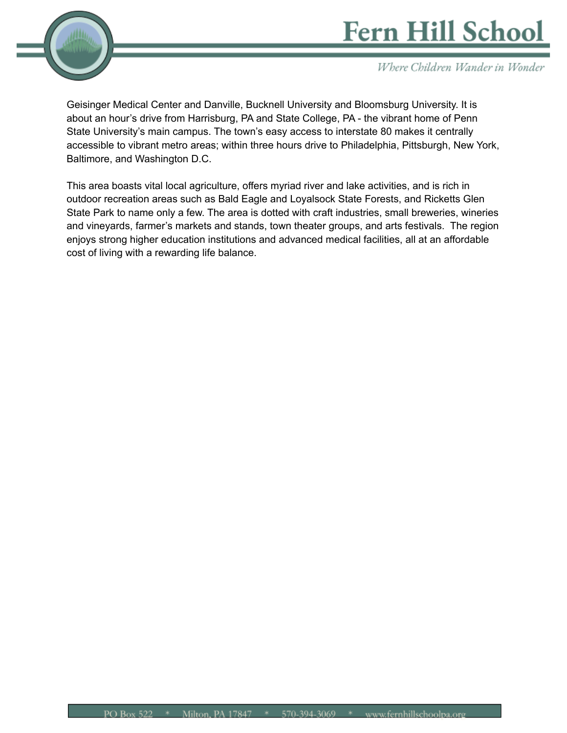Geisinger Medical Center and Danville, Bucknell University and Bloomsburg University. It is about an hour's drive from Harrisburg, PA and State College, PA - the vibrant home of Penn State University's main campus. The town's easy access to interstate 80 makes it centrally accessible to vibrant metro areas; within three hours drive to Philadelphia, Pittsburgh, New York, Baltimore, and Washington D.C.

This area boasts vital local agriculture, offers myriad river and lake activities, and is rich in outdoor recreation areas such as Bald Eagle and Loyalsock State Forests, and Ricketts Glen State Park to name only a few. The area is dotted with craft industries, small breweries, wineries and vineyards, farmer's markets and stands, town theater groups, and arts festivals. The region enjoys strong higher education institutions and advanced medical facilities, all at an affordable cost of living with a rewarding life balance.